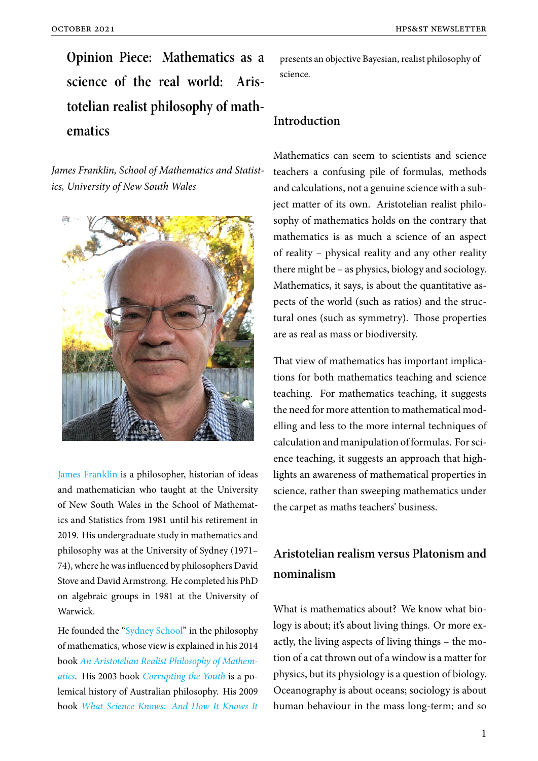# Opinion Piece: Mathematics as a science of the real world: Aristotelian realist philosophy of mathematics

*James Franklin, School of Mathematics and Statistics, University of New South Wales*

James Franklin is a philosopher, historian of ideas and mathematician who taught at the University of New South Wales in the School of Mathematics and Statistics from 1981 until his retirement in 2019. His undergraduate study in mathematics and philosophy was at the University of Sydney (1971–74), where he was influenced by philosophers David Stove and David Armstrong. He completed his PhD on algebraic groups in 1981 at the University of Warwick.

He founded the "Sydney School" in the philosophy of mathematics, whose view is explained in his 2014 book *An Aristotelian Realist Philosophy of Mathematics*. His 2003 book *Corrupting the Youth* is a polemical history of Australian philosophy. His 2009 book *What Science Knows: And How It Knows It* presents an objective Bayesian, realist philosophy of science.

## Introduction

Mathematics can seem to scientists and science teachers a confusing pile of formulas, methods and calculations, not a genuine science with a subject matter of its own. Aristotelian realist philosophy of mathematics holds on the contrary that mathematics is as much a science of an aspect of reality – physical reality and any other reality there might be – as physics, biology and sociology. Mathematics, it says, is about the quantitative aspects of the world (such as ratios) and the structural ones (such as symmetry). Those properties are as real as mass or biodiversity.

That view of mathematics has important implications for both mathematics teaching and science teaching. For mathematics teaching, it suggests the need for more attention to mathematical modelling and less to the more internal techniques of calculation and manipulation of formulas. For science teaching, it suggests an approach that highlights an awareness of mathematical properties in science, rather than sweeping mathematics under the carpet as maths teachers' business.

## Aristotelian realism versus Platonism and nominalism

What is mathematics about? We know what biology is about; it's about living things. Or more exactly, the living aspects of living things – the motion of a cat thrown out of a window is a matter for physics, but its physiology is a question of biology. Oceanography is about oceans; sociology is about human behaviour in the mass long-term; and so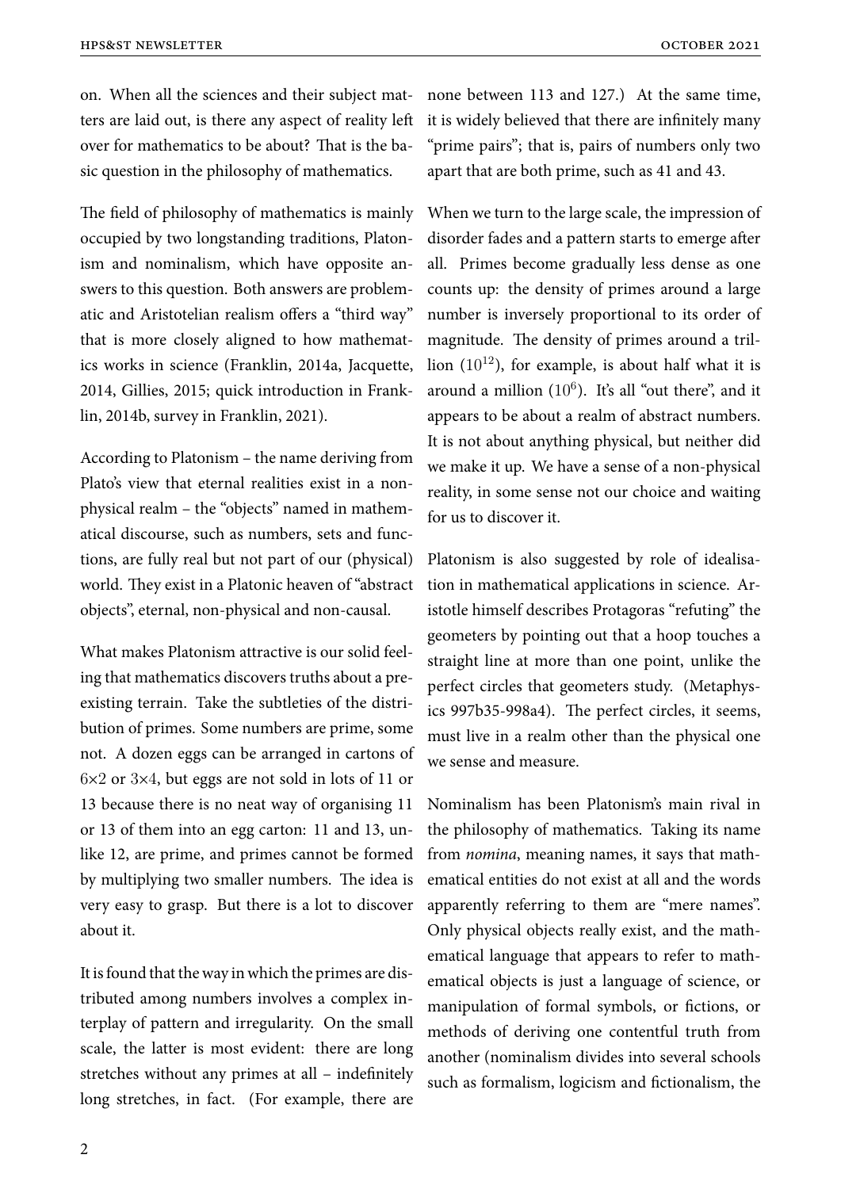on. When all the sciences and their subject matters are laid out, is there any aspect of reality left over for mathematics to be about? That is the basic question in the philosophy of mathematics.

The field of philosophy of mathematics is mainly occupied by two longstanding traditions, Platonism and nominalism, which have opposite answers to this question. Both answers are problematic and Aristotelian realism offers a "third way" that is more closely aligned to how mathematics works in science (Franklin, 2014a, Jacquette, 2014, Gillies, 2015; quick introduction in Franklin, 2014b, survey in Franklin, 2021).

According to Platonism – the name deriving from Plato's view that eternal realities exist in a non-physical realm – the "objects" named in mathematical discourse, such as numbers, sets and functions, are fully real but not part of our (physical) world. They exist in a Platonic heaven of "abstract objects", eternal, non-physical and non-causal.

What makes Platonism attractive is our solid feeling that mathematics discovers truths about a pre-existing terrain. Take the subtleties of the distribution of primes. Some numbers are prime, some not. A dozen eggs can be arranged in cartons of $6\times2$ or $3\times4$, but eggs are not sold in lots of 11 or 13 because there is no neat way of organising 11 or 13 of them into an egg carton: 11 and 13, unlike 12, are prime, and primes cannot be formed by multiplying two smaller numbers. The idea is very easy to grasp. But there is a lot to discover about it.

It is found that the way in which the primes are distributed among numbers involves a complex interplay of pattern and irregularity. On the small scale, the latter is most evident: there are long stretches without any primes at all – indefinitely long stretches, in fact. (For example, there are none between 113 and 127.) At the same time, it is widely believed that there are infinitely many "prime pairs"; that is, pairs of numbers only two apart that are both prime, such as 41 and 43.

When we turn to the large scale, the impression of disorder fades and a pattern starts to emerge after all. Primes become gradually less dense as one counts up: the density of primes around a large number is inversely proportional to its order of magnitude. The density of primes around a trillion ($10^{12}$), for example, is about half what it is around a million ($10^{6}$). It's all "out there", and it appears to be about a realm of abstract numbers. It is not about anything physical, but neither did we make it up. We have a sense of a non-physical reality, in some sense not our choice and waiting for us to discover it.

Platonism is also suggested by role of idealisation in mathematical applications in science. Aristotle himself describes Protagoras "refuting" the geometers by pointing out that a hoop touches a straight line at more than one point, unlike the perfect circles that geometers study. (Metaphysics 997b35-998a4). The perfect circles, it seems, must live in a realm other than the physical one we sense and measure.

Nominalism has been Platonism's main rival in the philosophy of mathematics. Taking its name from *nomina*, meaning names, it says that mathematical entities do not exist at all and the words apparently referring to them are "mere names". Only physical objects really exist, and the mathematical language that appears to refer to mathematical objects is just a language of science, or manipulation of formal symbols, or fictions, or methods of deriving one contentful truth from another (nominalism divides into several schools such as formalism, logicism and fictionalism, the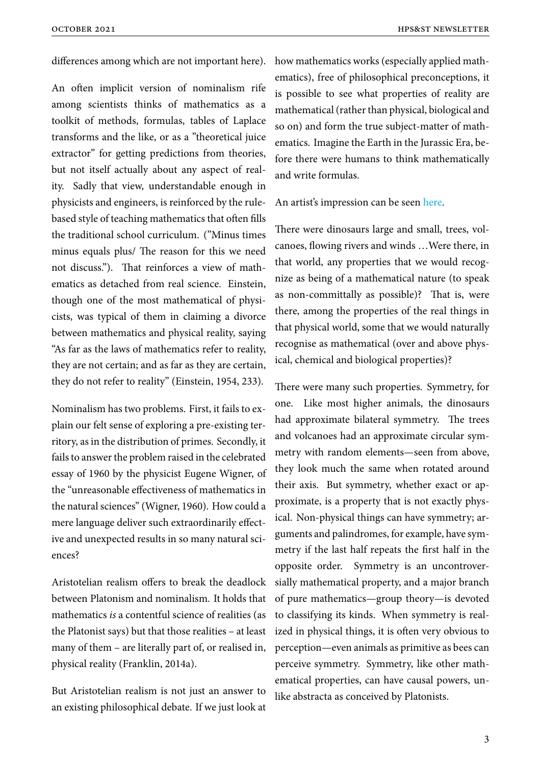differences among which are not important here).

An often implicit version of nominalism rife among scientists thinks of mathematics as a toolkit of methods, formulas, tables of Laplace transforms and the like, or as a ”theoretical juice extractor” for getting predictions from theories, but not itself actually about any aspect of reality. Sadly that view, understandable enough in physicists and engineers, is reinforced by the rule-based style of teaching mathematics that often fills the traditional school curriculum. (”Minus times minus equals plus/ The reason for this we need not discuss.”). That reinforces a view of mathematics as detached from real science. Einstein, though one of the most mathematical of physicists, was typical of them in claiming a divorce between mathematics and physical reality, saying “As far as the laws of mathematics refer to reality, they are not certain; and as far as they are certain, they do not refer to reality” (Einstein, 1954, 233).

Nominalism has two problems. First, it fails to explain our felt sense of exploring a pre-existing territory, as in the distribution of primes. Secondly, it fails to answer the problem raised in the celebrated essay of 1960 by the physicist Eugene Wigner, of the “unreasonable effectiveness of mathematics in the natural sciences” (Wigner, 1960). How could a mere language deliver such extraordinarily effective and unexpected results in so many natural sciences?

Aristotelian realism offers to break the deadlock between Platonism and nominalism. It holds that mathematics *is* a contentful science of realities (as the Platonist says) but that those realities – at least many of them – are literally part of, or realised in, physical reality (Franklin, 2014a).

But Aristotelian realism is not just an answer to an existing philosophical debate. If we just look at how mathematics works (especially applied mathematics), free of philosophical preconceptions, it is possible to see what properties of reality are mathematical (rather than physical, biological and so on) and form the true subject-matter of mathematics. Imagine the Earth in the Jurassic Era, before there were humans to think mathematically and write formulas.

An artist’s impression can be seen here.

There were dinosaurs large and small, trees, volcanoes, flowing rivers and winds …Were there, in that world, any properties that we would recognize as being of a mathematical nature (to speak as non-committally as possible)? That is, were there, among the properties of the real things in that physical world, some that we would naturally recognise as mathematical (over and above physical, chemical and biological properties)?

There were many such properties. Symmetry, for one. Like most higher animals, the dinosaurs had approximate bilateral symmetry. The trees and volcanoes had an approximate circular symmetry with random elements—seen from above, they look much the same when rotated around their axis. But symmetry, whether exact or approximate, is a property that is not exactly physical. Non-physical things can have symmetry; arguments and palindromes, for example, have symmetry if the last half repeats the first half in the opposite order. Symmetry is an uncontroversially mathematical property, and a major branch of pure mathematics—group theory—is devoted to classifying its kinds. When symmetry is realized in physical things, it is often very obvious to perception—even animals as primitive as bees can perceive symmetry. Symmetry, like other mathematical properties, can have causal powers, unlike abstracta as conceived by Platonists.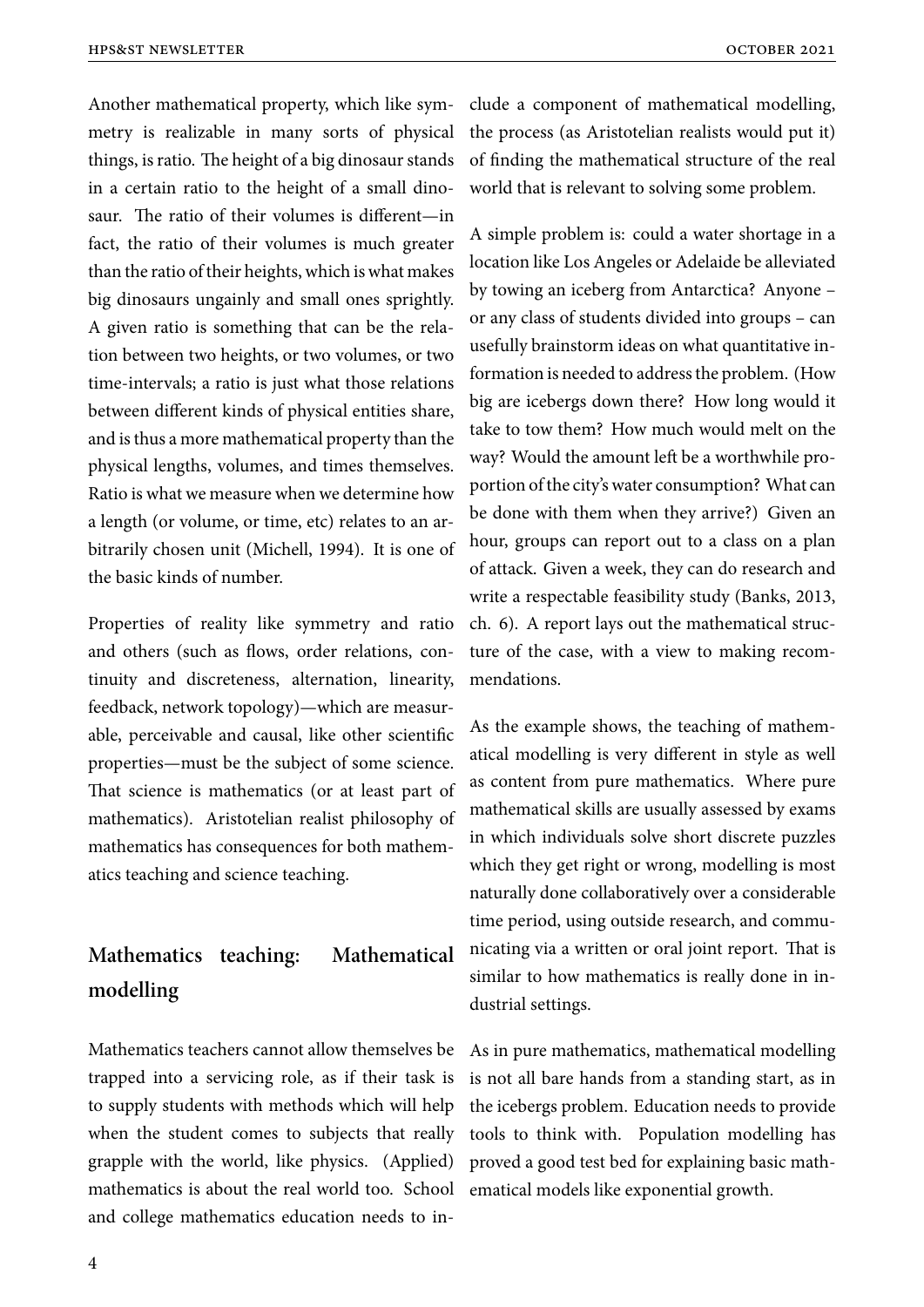Another mathematical property, which like symmetry is realizable in many sorts of physical things, is ratio. The height of a big dinosaur stands in a certain ratio to the height of a small dinosaur. The ratio of their volumes is different—in fact, the ratio of their volumes is much greater than the ratio of their heights, which is what makes big dinosaurs ungainly and small ones sprightly. A given ratio is something that can be the relation between two heights, or two volumes, or two time-intervals; a ratio is just what those relations between different kinds of physical entities share, and is thus a more mathematical property than the physical lengths, volumes, and times themselves. Ratio is what we measure when we determine how a length (or volume, or time, etc) relates to an arbitrarily chosen unit (Michell, 1994). It is one of the basic kinds of number.

Properties of reality like symmetry and ratio and others (such as flows, order relations, continuity and discreteness, alternation, linearity, feedback, network topology)—which are measurable, perceivable and causal, like other scientific properties—must be the subject of some science. That science is mathematics (or at least part of mathematics). Aristotelian realist philosophy of mathematics has consequences for both mathematics teaching and science teaching.

## Mathematics teaching: Mathematical modelling

Mathematics teachers cannot allow themselves be trapped into a servicing role, as if their task is to supply students with methods which will help when the student comes to subjects that really grapple with the world, like physics. (Applied) mathematics is about the real world too. School and college mathematics education needs to include a component of mathematical modelling, the process (as Aristotelian realists would put it) of finding the mathematical structure of the real world that is relevant to solving some problem.

A simple problem is: could a water shortage in a location like Los Angeles or Adelaide be alleviated by towing an iceberg from Antarctica? Anyone – or any class of students divided into groups – can usefully brainstorm ideas on what quantitative information is needed to address the problem. (How big are icebergs down there? How long would it take to tow them? How much would melt on the way? Would the amount left be a worthwhile proportion of the city's water consumption? What can be done with them when they arrive?) Given an hour, groups can report out to a class on a plan of attack. Given a week, they can do research and write a respectable feasibility study (Banks, 2013, ch. 6). A report lays out the mathematical structure of the case, with a view to making recommendations.

As the example shows, the teaching of mathematical modelling is very different in style as well as content from pure mathematics. Where pure mathematical skills are usually assessed by exams in which individuals solve short discrete puzzles which they get right or wrong, modelling is most naturally done collaboratively over a considerable time period, using outside research, and communicating via a written or oral joint report. That is similar to how mathematics is really done in industrial settings.

As in pure mathematics, mathematical modelling is not all bare hands from a standing start, as in the icebergs problem. Education needs to provide tools to think with. Population modelling has proved a good test bed for explaining basic mathematical models like exponential growth.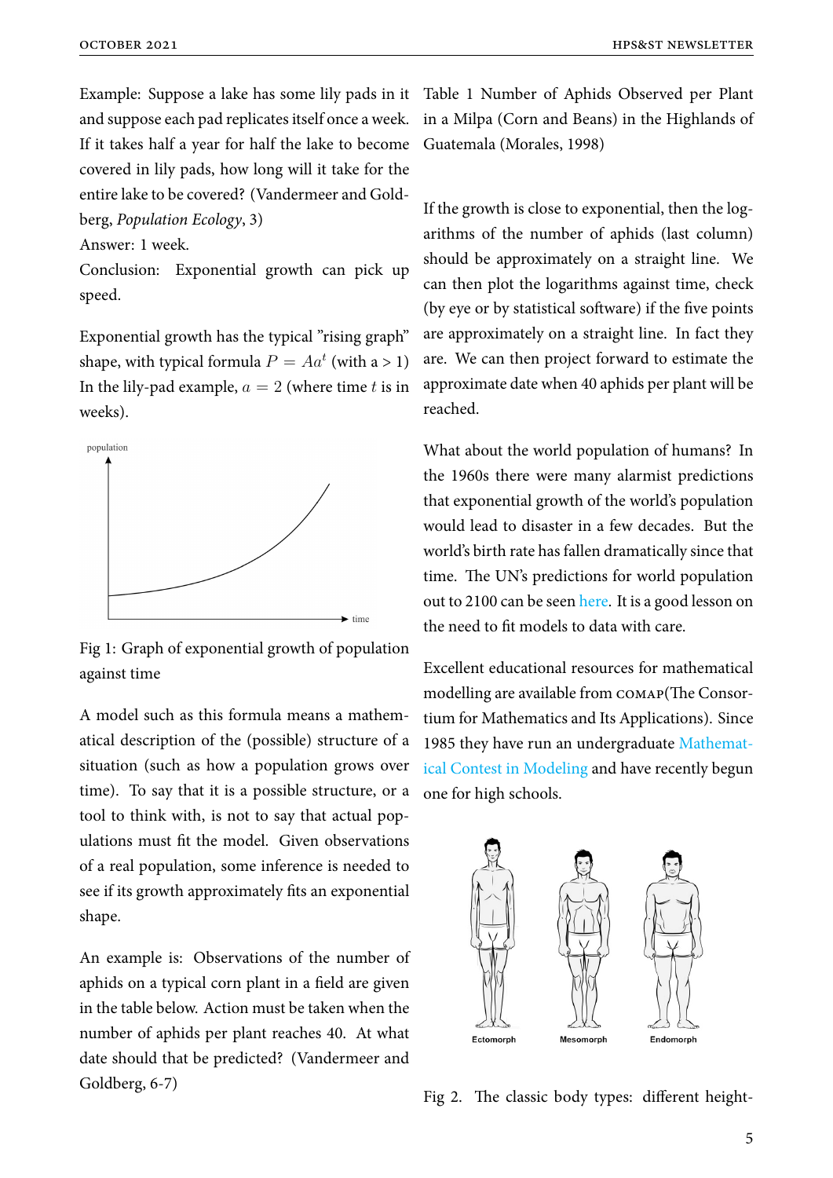Example: Suppose a lake has some lily pads in it and suppose each pad replicates itself once a week. If it takes half a year for half the lake to become covered in lily pads, how long will it take for the entire lake to be covered? (Vandermeer and Goldberg, *Population Ecology*, 3)

Answer: 1 week.

Conclusion: Exponential growth can pick up speed.

Exponential growth has the typical "rising graph" shape, with typical formula $P = Aa^t$ (with a > 1) In the lily-pad example, $a = 2$ (where time $t$ is in weeks).

Fig 1: Graph of exponential growth of population against time

A model such as this formula means a mathematical description of the (possible) structure of a situation (such as how a population grows over time). To say that it is a possible structure, or a tool to think with, is not to say that actual populations must fit the model. Given observations of a real population, some inference is needed to see if its growth approximately fits an exponential shape.

An example is: Observations of the number of aphids on a typical corn plant in a field are given in the table below. Action must be taken when the number of aphids per plant reaches 40. At what date should that be predicted? (Vandermeer and Goldberg, 6-7)

Table 1 Number of Aphids Observed per Plant in a Milpa (Corn and Beans) in the Highlands of Guatemala (Morales, 1998)

If the growth is close to exponential, then the logarithms of the number of aphids (last column) should be approximately on a straight line. We can then plot the logarithms against time, check (by eye or by statistical software) if the five points are approximately on a straight line. In fact they are. We can then project forward to estimate the approximate date when 40 aphids per plant will be reached.

What about the world population of humans? In the 1960s there were many alarmist predictions that exponential growth of the world's population would lead to disaster in a few decades. But the world's birth rate has fallen dramatically since that time. The UN's predictions for world population out to 2100 can be seen here. It is a good lesson on the need to fit models to data with care.

Excellent educational resources for mathematical modelling are available from COMAP (The Consortium for Mathematics and Its Applications). Since 1985 they have run an undergraduate Mathematical Contest in Modeling and have recently begun one for high schools.

Fig 2. The classic body types: different height-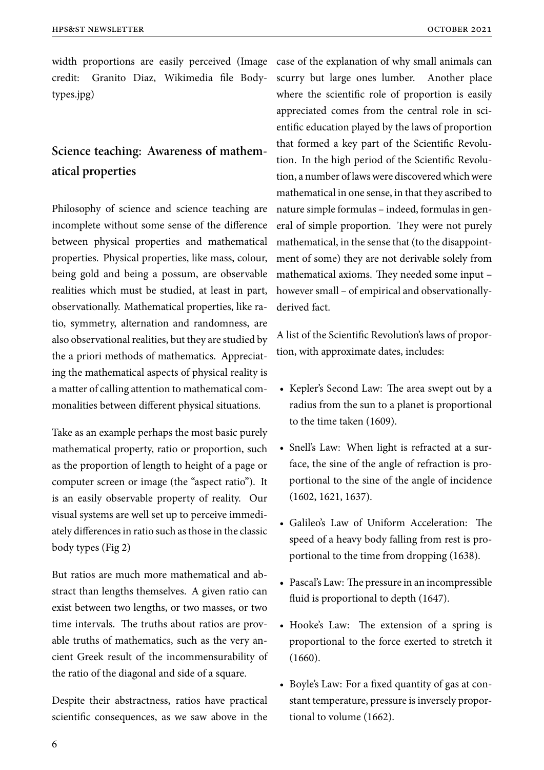width proportions are easily perceived (Image credit: Granito Diaz, Wikimedia file Bodytypes.jpg)

## Science teaching: Awareness of mathematical properties

Philosophy of science and science teaching are incomplete without some sense of the difference between physical properties and mathematical properties. Physical properties, like mass, colour, being gold and being a possum, are observable realities which must be studied, at least in part, observationally. Mathematical properties, like ratio, symmetry, alternation and randomness, are also observational realities, but they are studied by the a priori methods of mathematics. Appreciating the mathematical aspects of physical reality is a matter of calling attention to mathematical commonalities between different physical situations.

Take as an example perhaps the most basic purely mathematical property, ratio or proportion, such as the proportion of length to height of a page or computer screen or image (the "aspect ratio"). It is an easily observable property of reality. Our visual systems are well set up to perceive immediately differences in ratio such as those in the classic body types (Fig 2)

But ratios are much more mathematical and abstract than lengths themselves. A given ratio can exist between two lengths, or two masses, or two time intervals. The truths about ratios are provable truths of mathematics, such as the very ancient Greek result of the incommensurability of the ratio of the diagonal and side of a square.

Despite their abstractness, ratios have practical scientific consequences, as we saw above in the case of the explanation of why small animals can scurry but large ones lumber. Another place where the scientific role of proportion is easily appreciated comes from the central role in scientific education played by the laws of proportion that formed a key part of the Scientific Revolution. In the high period of the Scientific Revolution, a number of laws were discovered which were mathematical in one sense, in that they ascribed to nature simple formulas – indeed, formulas in general of simple proportion. They were not purely mathematical, in the sense that (to the disappointment of some) they are not derivable solely from mathematical axioms. They needed some input – however small – of empirical and observationally-derived fact.

A list of the Scientific Revolution's laws of proportion, with approximate dates, includes:

- Kepler's Second Law: The area swept out by a radius from the sun to a planet is proportional to the time taken (1609).
- Snell's Law: When light is refracted at a surface, the sine of the angle of refraction is proportional to the sine of the angle of incidence (1602, 1621, 1637).
- Galileo's Law of Uniform Acceleration: The speed of a heavy body falling from rest is proportional to the time from dropping (1638).
- Pascal's Law: The pressure in an incompressible fluid is proportional to depth (1647).
- Hooke's Law: The extension of a spring is proportional to the force exerted to stretch it (1660).
- Boyle's Law: For a fixed quantity of gas at constant temperature, pressure is inversely proportional to volume (1662).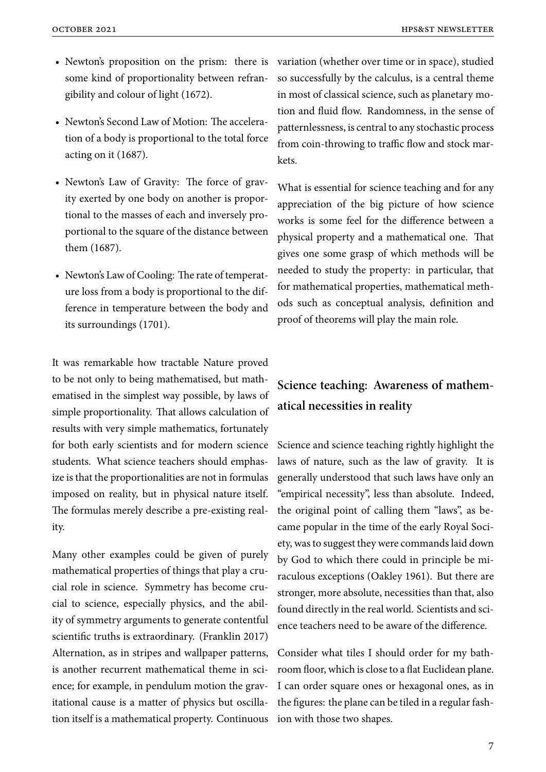- Newton's proposition on the prism: there is some kind of proportionality between refrangibility and colour of light (1672).
- Newton's Second Law of Motion: The acceleration of a body is proportional to the total force acting on it (1687).
- Newton's Law of Gravity: The force of gravity exerted by one body on another is proportional to the masses of each and inversely proportional to the square of the distance between them (1687).
- Newton's Law of Cooling: The rate of temperature loss from a body is proportional to the difference in temperature between the body and its surroundings (1701).

It was remarkable how tractable Nature proved to be not only to being mathematised, but mathematised in the simplest way possible, by laws of simple proportionality. That allows calculation of results with very simple mathematics, fortunately for both early scientists and for modern science students. What science teachers should emphasize is that the proportionalities are not in formulas imposed on reality, but in physical nature itself. The formulas merely describe a pre-existing reality.

Many other examples could be given of purely mathematical properties of things that play a crucial role in science. Symmetry has become crucial to science, especially physics, and the ability of symmetry arguments to generate contentful scientific truths is extraordinary. (Franklin 2017) Alternation, as in stripes and wallpaper patterns, is another recurrent mathematical theme in science; for example, in pendulum motion the gravitational cause is a matter of physics but oscillation itself is a mathematical property. Continuous variation (whether over time or in space), studied so successfully by the calculus, is a central theme in most of classical science, such as planetary motion and fluid flow. Randomness, in the sense of patternlessness, is central to any stochastic process from coin-throwing to traffic flow and stock markets.

What is essential for science teaching and for any appreciation of the big picture of how science works is some feel for the difference between a physical property and a mathematical one. That gives one some grasp of which methods will be needed to study the property: in particular, that for mathematical properties, mathematical methods such as conceptual analysis, definition and proof of theorems will play the main role.

## Science teaching: Awareness of mathematical necessities in reality

Science and science teaching rightly highlight the laws of nature, such as the law of gravity. It is generally understood that such laws have only an "empirical necessity", less than absolute. Indeed, the original point of calling them "laws", as became popular in the time of the early Royal Society, was to suggest they were commands laid down by God to which there could in principle be miraculous exceptions (Oakley 1961). But there are stronger, more absolute, necessities than that, also found directly in the real world. Scientists and science teachers need to be aware of the difference.

Consider what tiles I should order for my bathroom floor, which is close to a flat Euclidean plane. I can order square ones or hexagonal ones, as in the figures: the plane can be tiled in a regular fashion with those two shapes.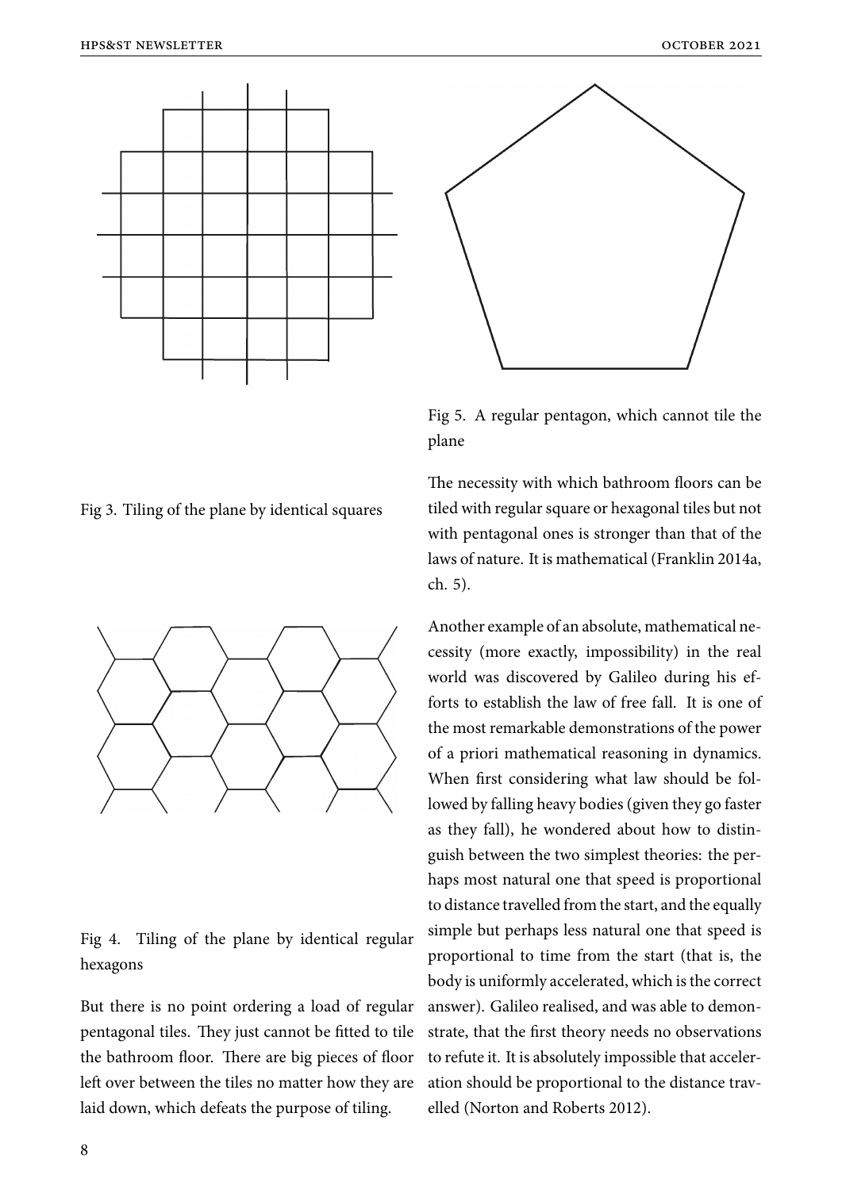Fig 3. Tiling of the plane by identical squares

Fig 4. Tiling of the plane by identical regular hexagons

But there is no point ordering a load of regular pentagonal tiles. They just cannot be fitted to tile the bathroom floor. There are big pieces of floor left over between the tiles no matter how they are laid down, which defeats the purpose of tiling.

Fig 5. A regular pentagon, which cannot tile the plane

The necessity with which bathroom floors can be tiled with regular square or hexagonal tiles but not with pentagonal ones is stronger than that of the laws of nature. It is mathematical (Franklin 2014a, ch. 5).

Another example of an absolute, mathematical necessity (more exactly, impossibility) in the real world was discovered by Galileo during his efforts to establish the law of free fall. It is one of the most remarkable demonstrations of the power of a priori mathematical reasoning in dynamics. When first considering what law should be followed by falling heavy bodies (given they go faster as they fall), he wondered about how to distinguish between the two simplest theories: the perhaps most natural one that speed is proportional to distance travelled from the start, and the equally simple but perhaps less natural one that speed is proportional to time from the start (that is, the body is uniformly accelerated, which is the correct answer). Galileo realised, and was able to demonstrate, that the first theory needs no observations to refute it. It is absolutely impossible that acceleration should be proportional to the distance travelled (Norton and Roberts 2012).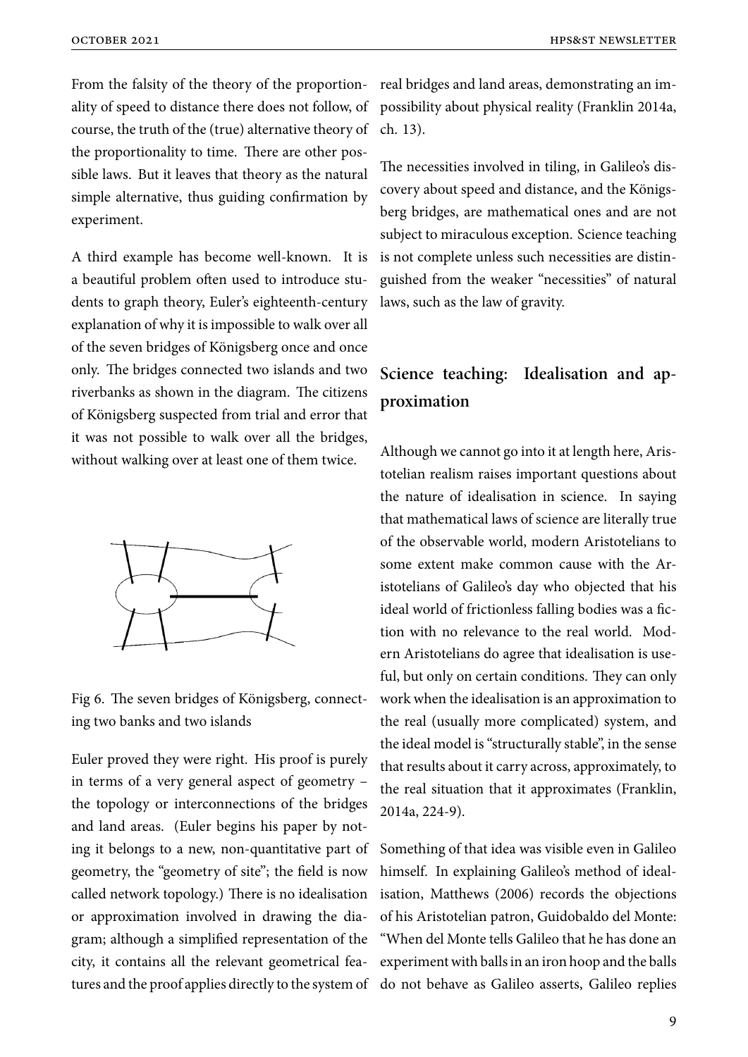From the falsity of the theory of the proportionality of speed to distance there does not follow, of course, the truth of the (true) alternative theory of the proportionality to time. There are other possible laws. But it leaves that theory as the natural simple alternative, thus guiding confirmation by experiment.

A third example has become well-known. It is a beautiful problem often used to introduce students to graph theory, Euler's eighteenth-century explanation of why it is impossible to walk over all of the seven bridges of Königsberg once and once only. The bridges connected two islands and two riverbanks as shown in the diagram. The citizens of Königsberg suspected from trial and error that it was not possible to walk over all the bridges, without walking over at least one of them twice.

Fig 6. The seven bridges of Königsberg, connecting two banks and two islands

Euler proved they were right. His proof is purely in terms of a very general aspect of geometry – the topology or interconnections of the bridges and land areas. (Euler begins his paper by noting it belongs to a new, non-quantitative part of geometry, the "geometry of site"; the field is now called network topology.) There is no idealisation or approximation involved in drawing the diagram; although a simplified representation of the city, it contains all the relevant geometrical features and the proof applies directly to the system of real bridges and land areas, demonstrating an impossibility about physical reality (Franklin 2014a, ch. 13).

The necessities involved in tiling, in Galileo's discovery about speed and distance, and the Königsberg bridges, are mathematical ones and are not subject to miraculous exception. Science teaching is not complete unless such necessities are distinguished from the weaker "necessities" of natural laws, such as the law of gravity.

## Science teaching: Idealisation and approximation

Although we cannot go into it at length here, Aristotelian realism raises important questions about the nature of idealisation in science. In saying that mathematical laws of science are literally true of the observable world, modern Aristotelians to some extent make common cause with the Aristotelians of Galileo's day who objected that his ideal world of frictionless falling bodies was a fiction with no relevance to the real world. Modern Aristotelians do agree that idealisation is useful, but only on certain conditions. They can only work when the idealisation is an approximation to the real (usually more complicated) system, and the ideal model is "structurally stable", in the sense that results about it carry across, approximately, to the real situation that it approximates (Franklin, 2014a, 224-9).

Something of that idea was visible even in Galileo himself. In explaining Galileo's method of idealisation, Matthews (2006) records the objections of his Aristotelian patron, Guidobaldo del Monte: "When del Monte tells Galileo that he has done an experiment with balls in an iron hoop and the balls do not behave as Galileo asserts, Galileo replies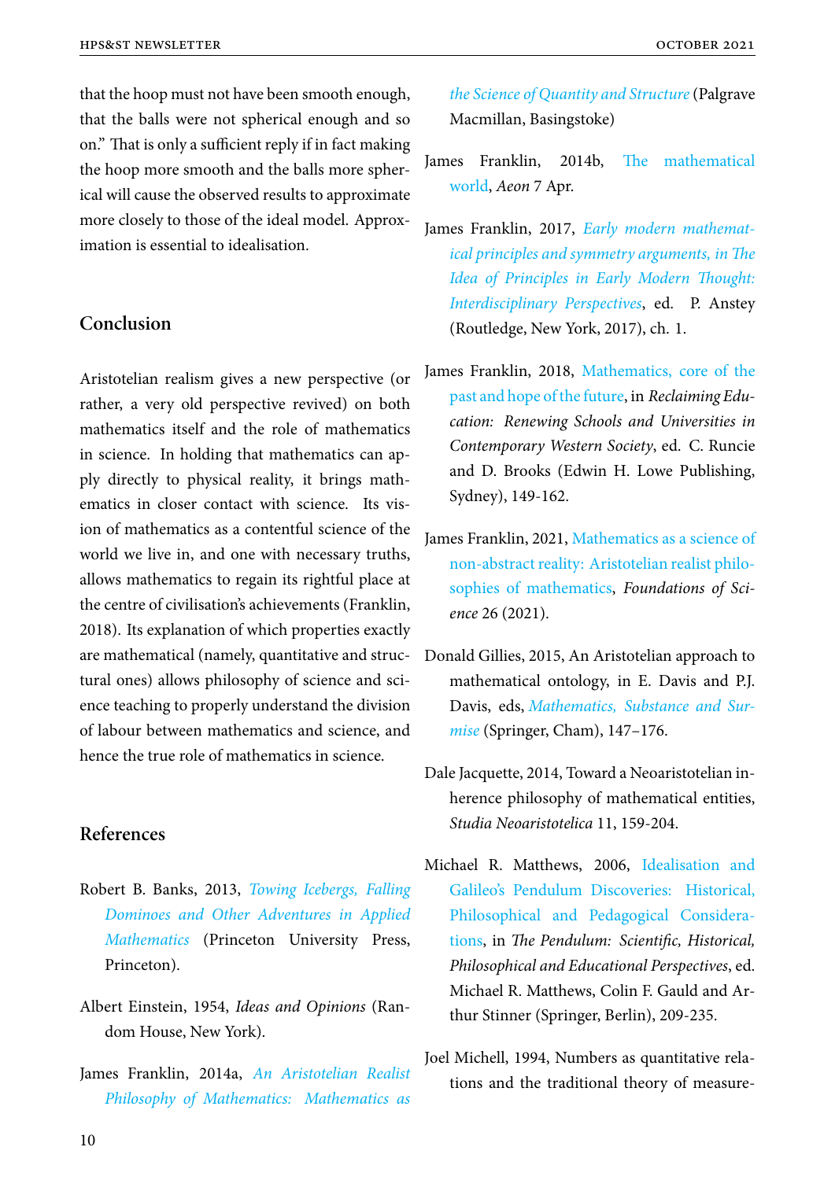that the hoop must not have been smooth enough, that the balls were not spherical enough and so on." That is only a sufficient reply if in fact making the hoop more smooth and the balls more spherical will cause the observed results to approximate more closely to those of the ideal model. Approximation is essential to idealisation.

## Conclusion

Aristotelian realism gives a new perspective (or rather, a very old perspective revived) on both mathematics itself and the role of mathematics in science. In holding that mathematics can apply directly to physical reality, it brings mathematics in closer contact with science. Its vision of mathematics as a contentful science of the world we live in, and one with necessary truths, allows mathematics to regain its rightful place at the centre of civilisation's achievements (Franklin, 2018). Its explanation of which properties exactly are mathematical (namely, quantitative and structural ones) allows philosophy of science and science teaching to properly understand the division of labour between mathematics and science, and hence the true role of mathematics in science.

## References

Robert B. Banks, 2013, *Towing Icebergs, Falling Dominoes and Other Adventures in Applied Mathematics* (Princeton University Press, Princeton).

Albert Einstein, 1954, *Ideas and Opinions* (Random House, New York).

James Franklin, 2014a, *An Aristotelian Realist Philosophy of Mathematics: Mathematics as the Science of Quantity and Structure* (Palgrave Macmillan, Basingstoke)

James Franklin, 2014b, The mathematical world, *Aeon* 7 Apr.

James Franklin, 2017, *Early modern mathematical principles and symmetry arguments, in The Idea of Principles in Early Modern Thought: Interdisciplinary Perspectives*, ed. P. Anstey (Routledge, New York, 2017), ch. 1.

James Franklin, 2018, Mathematics, core of the past and hope of the future, in *Reclaiming Education: Renewing Schools and Universities in Contemporary Western Society*, ed. C. Runcie and D. Brooks (Edwin H. Lowe Publishing, Sydney), 149-162.

James Franklin, 2021, Mathematics as a science of non-abstract reality: Aristotelian realist philosophies of mathematics, *Foundations of Science* 26 (2021).

Donald Gillies, 2015, An Aristotelian approach to mathematical ontology, in E. Davis and P.J. Davis, eds, *Mathematics, Substance and Surmise* (Springer, Cham), 147–176.

Dale Jacquette, 2014, Toward a Neoaristotelian inherence philosophy of mathematical entities, *Studia Neoaristotelica* 11, 159-204.

Michael R. Matthews, 2006, Idealisation and Galileo's Pendulum Discoveries: Historical, Philosophical and Pedagogical Considerations, in *The Pendulum: Scientific, Historical, Philosophical and Educational Perspectives*, ed. Michael R. Matthews, Colin F. Gauld and Arthur Stinner (Springer, Berlin), 209-235.

Joel Michell, 1994, Numbers as quantitative relations and the traditional theory of measure-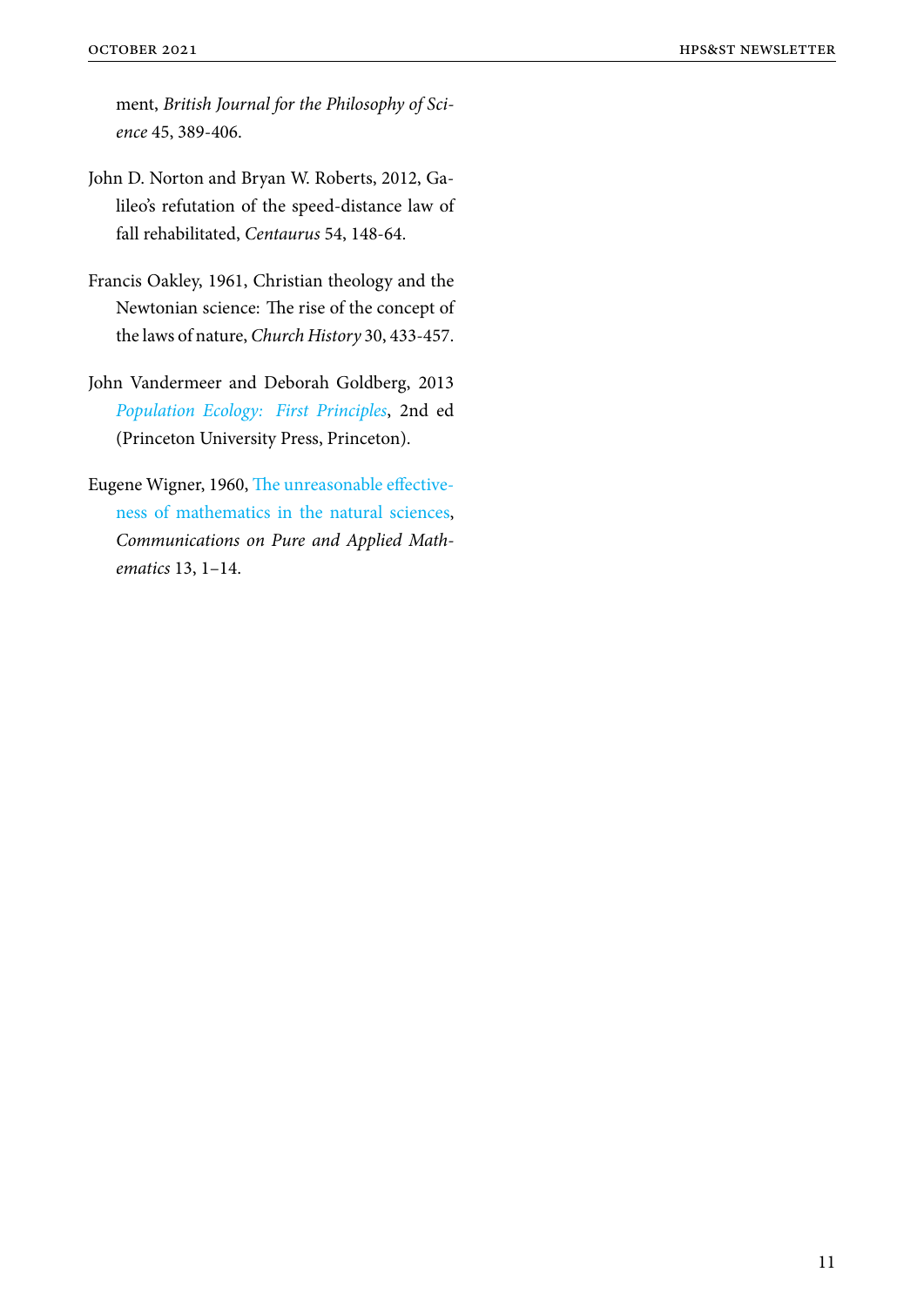ment, *British Journal for the Philosophy of Science* 45, 389-406.

John D. Norton and Bryan W. Roberts, 2012, Galileo's refutation of the speed-distance law of fall rehabilitated, *Centaurus* 54, 148-64.

Francis Oakley, 1961, Christian theology and the Newtonian science: The rise of the concept of the laws of nature, *Church History* 30, 433-457.

John Vandermeer and Deborah Goldberg, 2013 *Population Ecology: First Principles*, 2nd ed (Princeton University Press, Princeton).

Eugene Wigner, 1960, The unreasonable effectiveness of mathematics in the natural sciences, *Communications on Pure and Applied Mathematics* 13, 1–14.